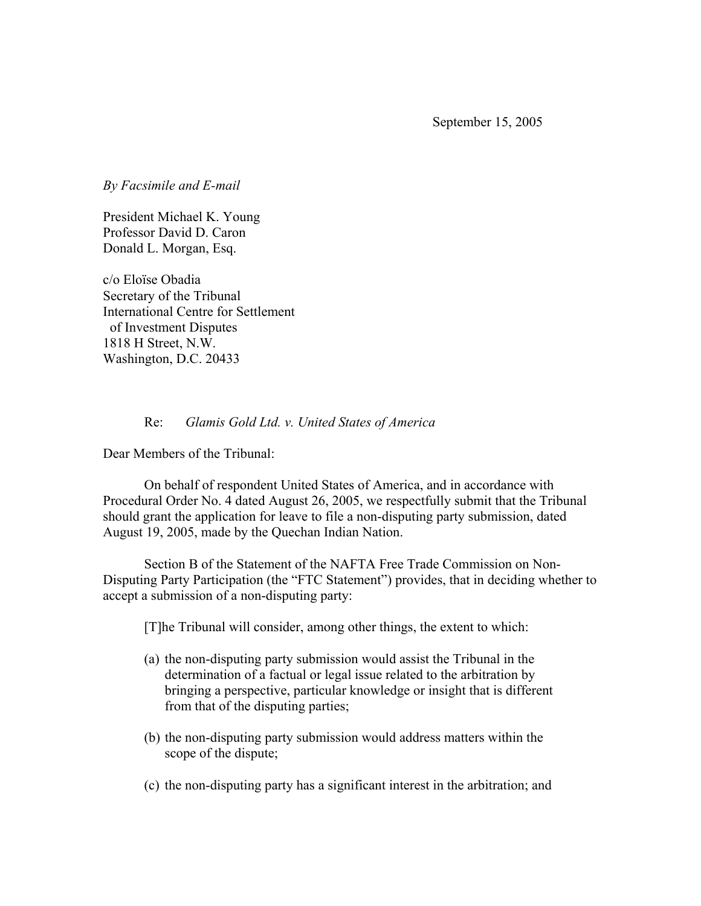September 15, 2005

*By Facsimile and E-mail*

President Michael K. Young
Professor David D. Caron
Donald L. Morgan, Esq.

c/o Eloïse Obadia
Secretary of the Tribunal
International Centre for Settlement
of Investment Disputes
1818 H Street, N.W.
Washington, D.C. 20433

Re: *Glamis Gold Ltd. v. United States of America*

Dear Members of the Tribunal:

On behalf of respondent United States of America, and in accordance with Procedural Order No. 4 dated August 26, 2005, we respectfully submit that the Tribunal should grant the application for leave to file a non-disputing party submission, dated August 19, 2005, made by the Quechan Indian Nation.

Section B of the Statement of the NAFTA Free Trade Commission on Non-Disputing Party Participation (the "FTC Statement") provides, that in deciding whether to accept a submission of a non-disputing party:

> [T]he Tribunal will consider, among other things, the extent to which:
>
> (a) the non-disputing party submission would assist the Tribunal in the determination of a factual or legal issue related to the arbitration by bringing a perspective, particular knowledge or insight that is different from that of the disputing parties;
>
> (b) the non-disputing party submission would address matters within the scope of the dispute;
>
> (c) the non-disputing party has a significant interest in the arbitration; and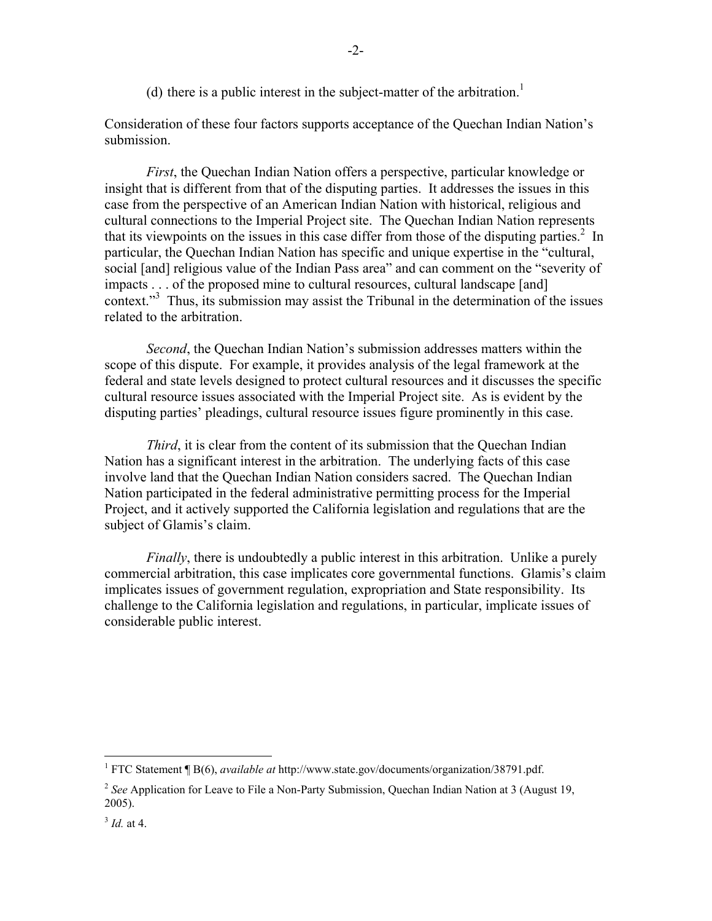(d) there is a public interest in the subject-matter of the arbitration.[1]

Consideration of these four factors supports acceptance of the Quechan Indian Nation's submission.

*First*, the Quechan Indian Nation offers a perspective, particular knowledge or insight that is different from that of the disputing parties. It addresses the issues in this case from the perspective of an American Indian Nation with historical, religious and cultural connections to the Imperial Project site. The Quechan Indian Nation represents that its viewpoints on the issues in this case differ from those of the disputing parties.[2] In particular, the Quechan Indian Nation has specific and unique expertise in the "cultural, social [and] religious value of the Indian Pass area" and can comment on the "severity of impacts . . . of the proposed mine to cultural resources, cultural landscape [and] context."[3] Thus, its submission may assist the Tribunal in the determination of the issues related to the arbitration.

*Second*, the Quechan Indian Nation's submission addresses matters within the scope of this dispute. For example, it provides analysis of the legal framework at the federal and state levels designed to protect cultural resources and it discusses the specific cultural resource issues associated with the Imperial Project site. As is evident by the disputing parties' pleadings, cultural resource issues figure prominently in this case.

*Third*, it is clear from the content of its submission that the Quechan Indian Nation has a significant interest in the arbitration. The underlying facts of this case involve land that the Quechan Indian Nation considers sacred. The Quechan Indian Nation participated in the federal administrative permitting process for the Imperial Project, and it actively supported the California legislation and regulations that are the subject of Glamis's claim.

*Finally*, there is undoubtedly a public interest in this arbitration. Unlike a purely commercial arbitration, this case implicates core governmental functions. Glamis's claim implicates issues of government regulation, expropriation and State responsibility. Its challenge to the California legislation and regulations, in particular, implicate issues of considerable public interest.

---

[1] FTC Statement ¶ B(6), *available at* http://www.state.gov/documents/organization/38791.pdf.

[2] *See* Application for Leave to File a Non-Party Submission, Quechan Indian Nation at 3 (August 19, 2005).

[3] *Id.* at 4.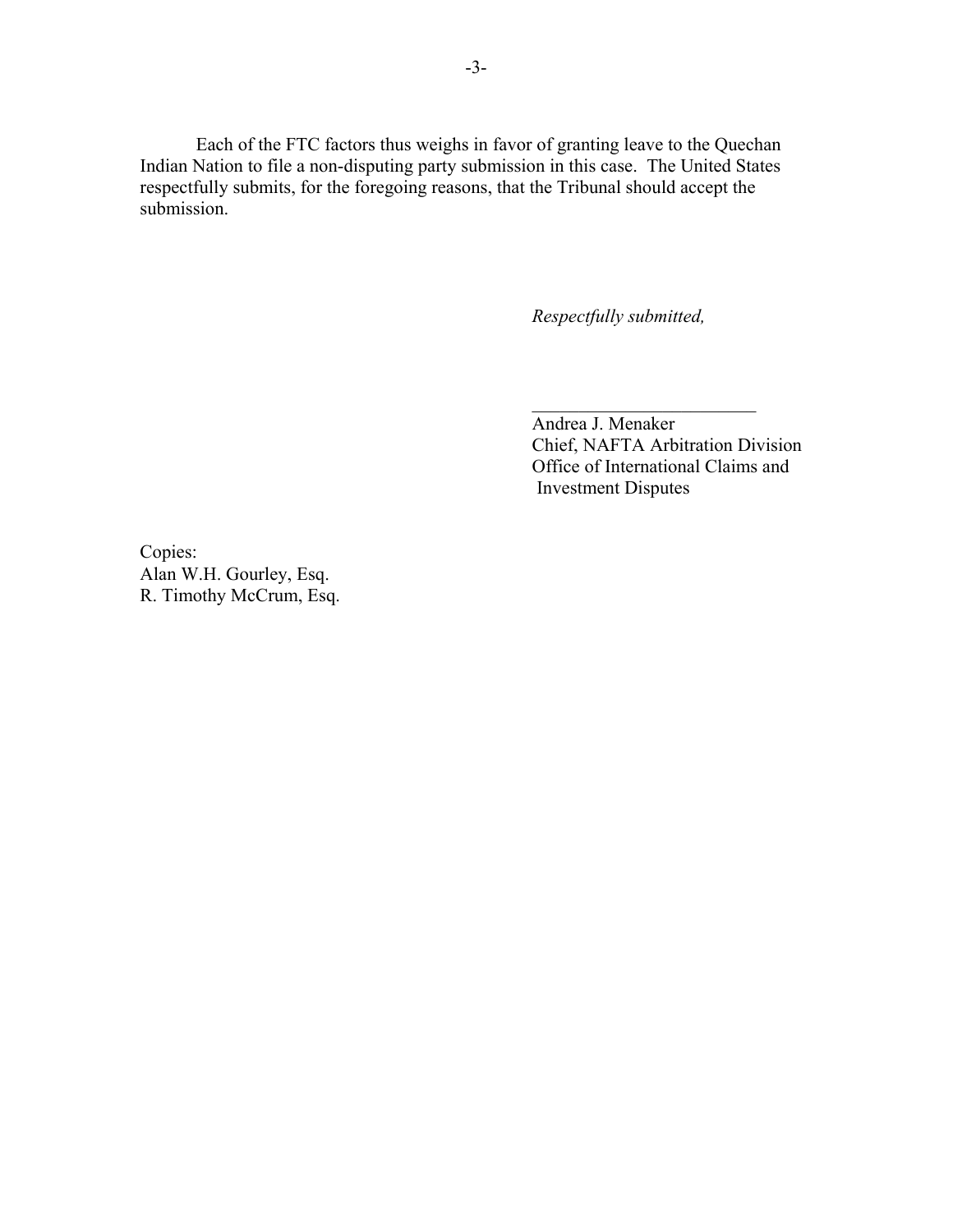Each of the FTC factors thus weighs in favor of granting leave to the Quechan Indian Nation to file a non-disputing party submission in this case. The United States respectfully submits, for the foregoing reasons, that the Tribunal should accept the submission.

*Respectfully submitted,*

\_\_\_\_\_\_\_\_\_\_\_\_\_\_\_\_\_\_\_\_\_\_\_\_\_

Andrea J. Menaker
Chief, NAFTA Arbitration Division
Office of International Claims and
Investment Disputes

Copies:
Alan W.H. Gourley, Esq.
R. Timothy McCrum, Esq.